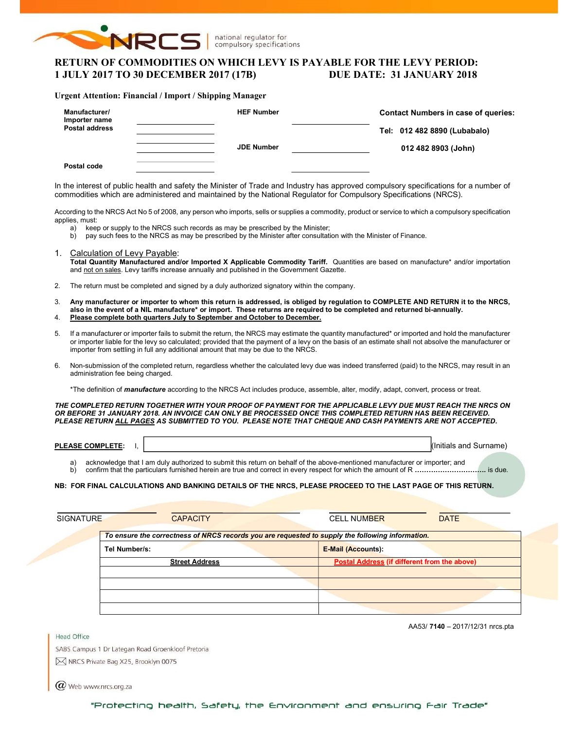NRCS | national regulator for compulsory specifications

# RETURN OF COMMODITIES ON WHICH LEVY IS PAYABLE FOR THE LEVY PERIOD: 1 JULY 2017 TO 30 DECEMBER 2017 (17B) DUE DATE: 31 JANUARY 2018

**Urgent Attention: Financial / Import / Shipping Manager**

| | | | | |
|---|---|---|---|---|
| **Manufacturer/ Importer name** | ____________ | **HEF Number** | ____________ | **Contact Numbers in case of queries:** |
| **Postal address** | ____________ | | | **Tel: 012 482 8890 (Lubabalo)** |
| | ____________ | **JDE Number** | ____________ | **012 482 8903 (John)** |
| **Postal code** | ____________ | | ____________ | |

In the interest of public health and safety the Minister of Trade and Industry has approved compulsory specifications for a number of commodities which are administered and maintained by the National Regulator for Compulsory Specifications (NRCS).

According to the NRCS Act No 5 of 2008, any person who imports, sells or supplies a commodity, product or service to which a compulsory specification applies, must:

a) keep or supply to the NRCS such records as may be prescribed by the Minister;
b) pay such fees to the NRCS as may be prescribed by the Minister after consultation with the Minister of Finance.

1. Calculation of Levy Payable:
   **Total Quantity Manufactured and/or Imported X Applicable Commodity Tariff.** Quantities are based on manufacture* and/or importation and not on sales. Levy tariffs increase annually and published in the Government Gazette.

2. The return must be completed and signed by a duly authorized signatory within the company.

3. **Any manufacturer or importer to whom this return is addressed, is obliged by regulation to COMPLETE AND RETURN it to the NRCS, also in the event of a NIL manufacture* or import. These returns are required to be completed and returned bi-annually.**

4. **Please complete both quarters July to September and October to December.**

5. If a manufacturer or importer fails to submit the return, the NRCS may estimate the quantity manufactured* or imported and hold the manufacturer or importer liable for the levy so calculated; provided that the payment of a levy on the basis of an estimate shall not absolve the manufacturer or importer from settling in full any additional amount that may be due to the NRCS.

6. Non-submission of the completed return, regardless whether the calculated levy due was indeed transferred (paid) to the NRCS, may result in an administration fee being charged.

*The definition of ***manufacture*** according to the NRCS Act includes produce, assemble, alter, modify, adapt, convert, process or treat.

***THE COMPLETED RETURN TOGETHER WITH YOUR PROOF OF PAYMENT FOR THE APPLICABLE LEVY DUE MUST REACH THE NRCS ON OR BEFORE 31 JANUARY 2018. AN INVOICE CAN ONLY BE PROCESSED ONCE THIS COMPLETED RETURN HAS BEEN RECEIVED. PLEASE RETURN ALL PAGES AS SUBMITTED TO YOU. PLEASE NOTE THAT CHEQUE AND CASH PAYMENTS ARE NOT ACCEPTED.***

**PLEASE COMPLETE:** I, ______________________________ (Initials and Surname)

a) acknowledge that I am duly authorized to submit this return on behalf of the above-mentioned manufacturer or importer; and
b) confirm that the particulars furnished herein are true and correct in every respect for which the amount of R ............................. is due.

**NB: FOR FINAL CALCULATIONS AND BANKING DETAILS OF THE NRCS, PLEASE PROCEED TO THE LAST PAGE OF THIS RETURN.**

| SIGNATURE | CAPACITY | CELL NUMBER | DATE |
|---|---|---|---|
| | | | |

| *To ensure the correctness of NRCS records you are requested to supply the following information.* | |
|---|---|
| **Tel Number/s:** | **E-Mail (Accounts):** |
| **Street Address** | **Postal Address (if different from the above)** |
| | |
| | |
| | |
| | |

AA53/ **7140** – 2017/12/31 nrcs.pta

Head Office
SABS Campus 1 Dr Lategan Road Groenkloof Pretoria
NRCS Private Bag X25, Brooklyn 0075
Web www.nrcs.org.za

"Protecting health, Safety, the Environment and ensuring Fair Trade"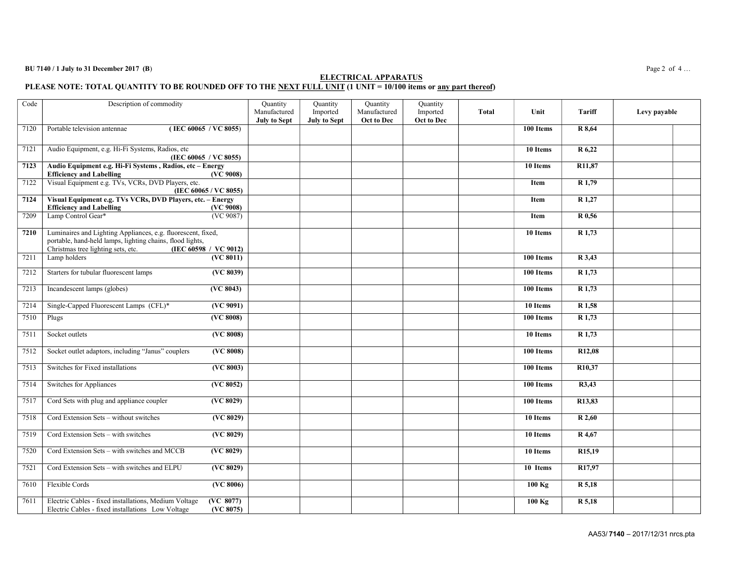**BU 7140 / 1 July to 31 December 2017 (B)**

## ELECTRICAL APPARATUS

**PLEASE NOTE: TOTAL QUANTITY TO BE ROUNDED OFF TO THE NEXT FULL UNIT (1 UNIT = 10/100 items or any part thereof)**

| Code | Description of commodity | Quantity Manufactured **July to Sept** | Quantity Imported **July to Sept** | Quantity Manufactured **Oct to Dec** | Quantity Imported **Oct to Dec** | **Total** | **Unit** | **Tariff** | **Levy payable** | |
|---|---|---|---|---|---|---|---|---|---|---|
| 7120 | Portable television antennae **( IEC 60065 / VC 8055)** | | | | | | **100 Items** | **R 8,64** | | |
| 7121 | Audio Equipment, e.g. Hi-Fi Systems, Radios, etc **(IEC 60065 / VC 8055)** | | | | | | **10 Items** | **R 6,22** | | |
| **7123** | **Audio Equipment e.g. Hi-Fi Systems , Radios, etc – Energy Efficiency and Labelling (VC 9008)** | | | | | | **10 Items** | **R11,87** | | |
| 7122 | Visual Equipment e.g. TVs, VCRs, DVD Players, etc. **(IEC 60065 / VC 8055)** | | | | | | **Item** | **R 1,79** | | |
| **7124** | **Visual Equipment e.g. TVs VCRs, DVD Players, etc. – Energy Efficiency and Labelling (VC 9008)** | | | | | | **Item** | **R 1,27** | | |
| 7209 | Lamp Control Gear* (VC 9087) | | | | | | **Item** | **R 0,56** | | |
| **7210** | Luminaires and Lighting Appliances, e.g. fluorescent, fixed, portable, hand-held lamps, lighting chains, flood lights, Christmas tree lighting sets, etc. **(IEC 60598 / VC 9012)** | | | | | | **10 Items** | **R 1,73** | | |
| 7211 | Lamp holders **(VC 8011)** | | | | | | **100 Items** | **R 3,43** | | |
| 7212 | Starters for tubular fluorescent lamps **(VC 8039)** | | | | | | **100 Items** | **R 1,73** | | |
| 7213 | Incandescent lamps (globes) **(VC 8043)** | | | | | | **100 Items** | **R 1,73** | | |
| 7214 | Single-Capped Fluorescent Lamps (CFL)* **(VC 9091)** | | | | | | **10 Items** | **R 1,58** | | |
| 7510 | Plugs **(VC 8008)** | | | | | | **100 Items** | **R 1,73** | | |
| 7511 | Socket outlets **(VC 8008)** | | | | | | **10 Items** | **R 1,73** | | |
| 7512 | Socket outlet adaptors, including "Janus" couplers **(VC 8008)** | | | | | | **100 Items** | **R12,08** | | |
| 7513 | Switches for Fixed installations **(VC 8003)** | | | | | | **100 Items** | **R10,37** | | |
| 7514 | Switches for Appliances **(VC 8052)** | | | | | | **100 Items** | **R3,43** | | |
| 7517 | Cord Sets with plug and appliance coupler **(VC 8029)** | | | | | | **100 Items** | **R13,83** | | |
| 7518 | Cord Extension Sets – without switches **(VC 8029)** | | | | | | **10 Items** | **R 2,60** | | |
| 7519 | Cord Extension Sets – with switches **(VC 8029)** | | | | | | **10 Items** | **R 4,67** | | |
| 7520 | Cord Extension Sets – with switches and MCCB **(VC 8029)** | | | | | | **10 Items** | **R15,19** | | |
| 7521 | Cord Extension Sets – with switches and ELPU **(VC 8029)** | | | | | | **10 Items** | **R17,97** | | |
| 7610 | Flexible Cords **(VC 8006)** | | | | | | **100 Kg** | **R 5,18** | | |
| 7611 | Electric Cables - fixed installations, Medium Voltage **(VC 8077)** Electric Cables - fixed installations Low Voltage **(VC 8075)** | | | | | | **100 Kg** | **R 5,18** | | |

AA53/ **7140** – 2017/12/31 nrcs.pta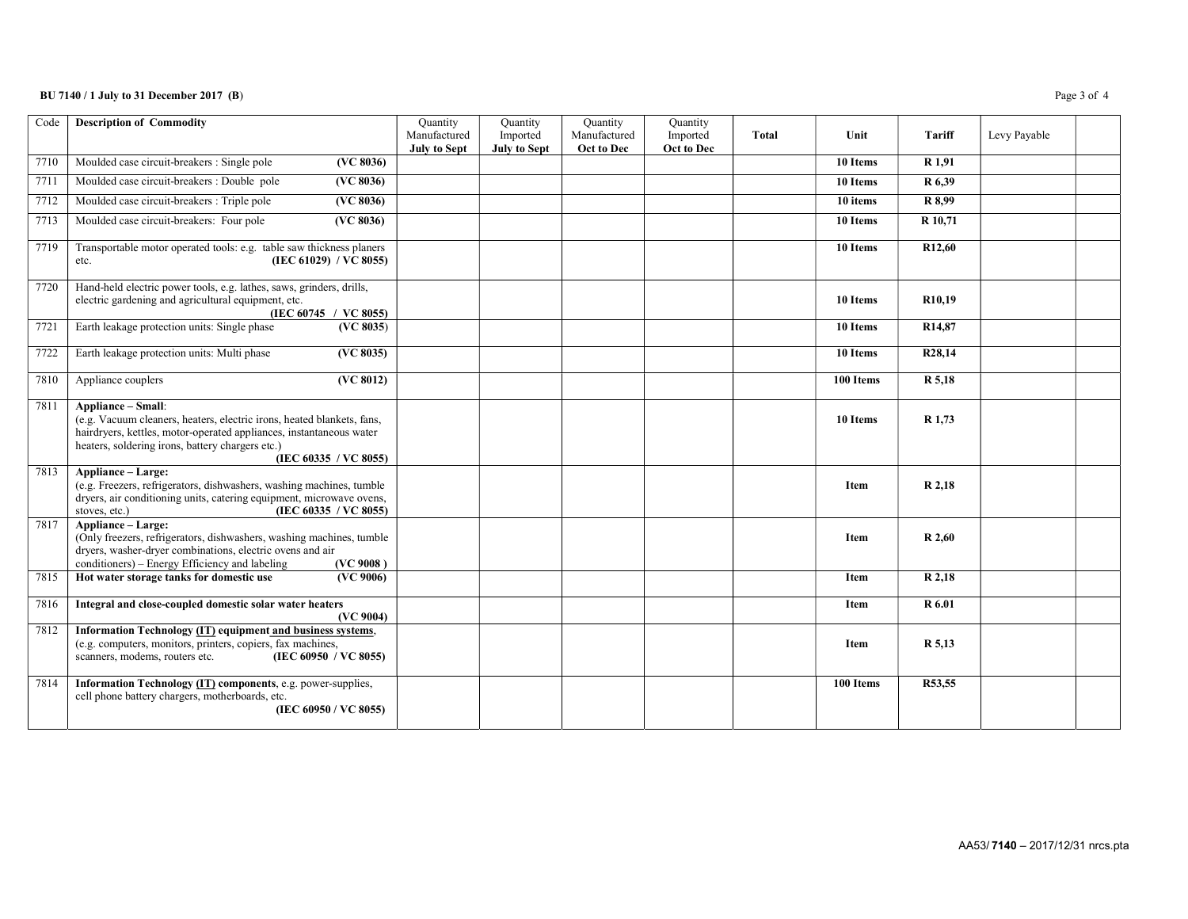| Code | Description of Commodity | Quantity Manufactured **July to Sept** | Quantity Imported **July to Sept** | Quantity Manufactured **Oct to Dec** | Quantity Imported **Oct to Dec** | **Total** | **Unit** | **Tariff** | Levy Payable | |
|---|---|---|---|---|---|---|---|---|---|---|
| 7710 | Moulded case circuit-breakers : Single pole **(VC 8036)** | | | | | | **10 Items** | **R 1,91** | | |
| 7711 | Moulded case circuit-breakers : Double pole **(VC 8036)** | | | | | | **10 Items** | **R 6,39** | | |
| 7712 | Moulded case circuit-breakers : Triple pole **(VC 8036)** | | | | | | **10 items** | **R 8,99** | | |
| 7713 | Moulded case circuit-breakers: Four pole **(VC 8036)** | | | | | | **10 Items** | **R 10,71** | | |
| 7719 | Transportable motor operated tools: e.g. table saw thickness planers etc. **(IEC 61029) / VC 8055)** | | | | | | **10 Items** | **R12,60** | | |
| 7720 | Hand-held electric power tools, e.g. lathes, saws, grinders, drills, electric gardening and agricultural equipment, etc. **(IEC 60745 / VC 8055)** | | | | | | **10 Items** | **R10,19** | | |
| 7721 | Earth leakage protection units: Single phase **(VC 8035)** | | | | | | **10 Items** | **R14,87** | | |
| 7722 | Earth leakage protection units: Multi phase **(VC 8035)** | | | | | | **10 Items** | **R28,14** | | |
| 7810 | Appliance couplers **(VC 8012)** | | | | | | **100 Items** | **R 5,18** | | |
| 7811 | **Appliance – Small**: (e.g. Vacuum cleaners, heaters, electric irons, heated blankets, fans, hairdryers, kettles, motor-operated appliances, instantaneous water heaters, soldering irons, battery chargers etc.) **(IEC 60335 / VC 8055)** | | | | | | **10 Items** | **R 1,73** | | |
| 7813 | **Appliance – Large:** (e.g. Freezers, refrigerators, dishwashers, washing machines, tumble dryers, air conditioning units, catering equipment, microwave ovens, stoves, etc.) **(IEC 60335 / VC 8055)** | | | | | | **Item** | **R 2,18** | | |
| 7817 | **Appliance – Large:** (Only freezers, refrigerators, dishwashers, washing machines, tumble dryers, washer-dryer combinations, electric ovens and air conditioners) – Energy Efficiency and labeling **(VC 9008 )** | | | | | | **Item** | **R 2,60** | | |
| 7815 | **Hot water storage tanks for domestic use (VC 9006)** | | | | | | **Item** | **R 2,18** | | |
| 7816 | **Integral and close-coupled domestic solar water heaters (VC 9004)** | | | | | | **Item** | **R 6.01** | | |
| 7812 | **Information Technology (IT) equipment and business systems**, (e.g. computers, monitors, printers, copiers, fax machines, scanners, modems, routers etc. **(IEC 60950 / VC 8055)** | | | | | | **Item** | **R 5,13** | | |
| 7814 | **Information Technology (IT) components**, e.g. power-supplies, cell phone battery chargers, motherboards, etc. **(IEC 60950 / VC 8055)** | | | | | | **100 Items** | **R53,55** | | |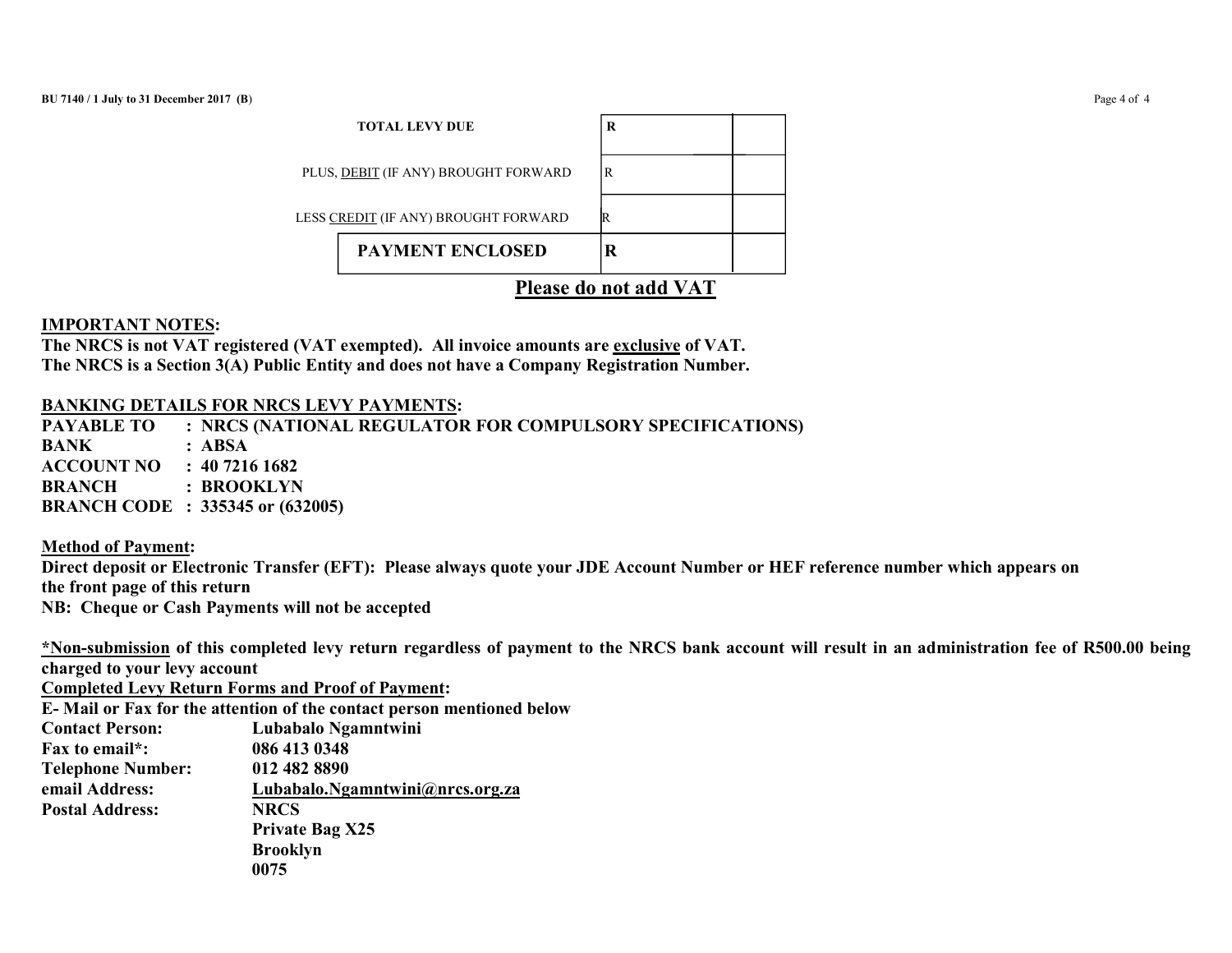| | | |
|---|---|---|
| **TOTAL LEVY DUE** | **R** | |
| PLUS, DEBIT (IF ANY) BROUGHT FORWARD | R | |
| LESS CREDIT (IF ANY) BROUGHT FORWARD | R | |
| **PAYMENT ENCLOSED** | **R** | |

**Please do not add VAT**

**IMPORTANT NOTES:**
**The NRCS is not VAT registered (VAT exempted). All invoice amounts are exclusive of VAT.**
**The NRCS is a Section 3(A) Public Entity and does not have a Company Registration Number.**

**BANKING DETAILS FOR NRCS LEVY PAYMENTS:**

**PAYABLE TO : NRCS (NATIONAL REGULATOR FOR COMPULSORY SPECIFICATIONS)**
**BANK : ABSA**
**ACCOUNT NO : 40 7216 1682**
**BRANCH : BROOKLYN**
**BRANCH CODE : 335345 or (632005)**

**Method of Payment:**
**Direct deposit or Electronic Transfer (EFT): Please always quote your JDE Account Number or HEF reference number which appears on the front page of this return**
**NB: Cheque or Cash Payments will not be accepted**

**\*Non-submission of this completed levy return regardless of payment to the NRCS bank account will result in an administration fee of R500.00 being charged to your levy account**

**Completed Levy Return Forms and Proof of Payment:**
**E- Mail or Fax for the attention of the contact person mentioned below**

**Contact Person:** **Lubabalo Ngamntwini**
**Fax to email\*:** **086 413 0348**
**Telephone Number:** **012 482 8890**
**email Address:** **Lubabalo.Ngamntwini@nrcs.org.za**
**Postal Address:** **NRCS**
**Private Bag X25**
**Brooklyn**
**0075**